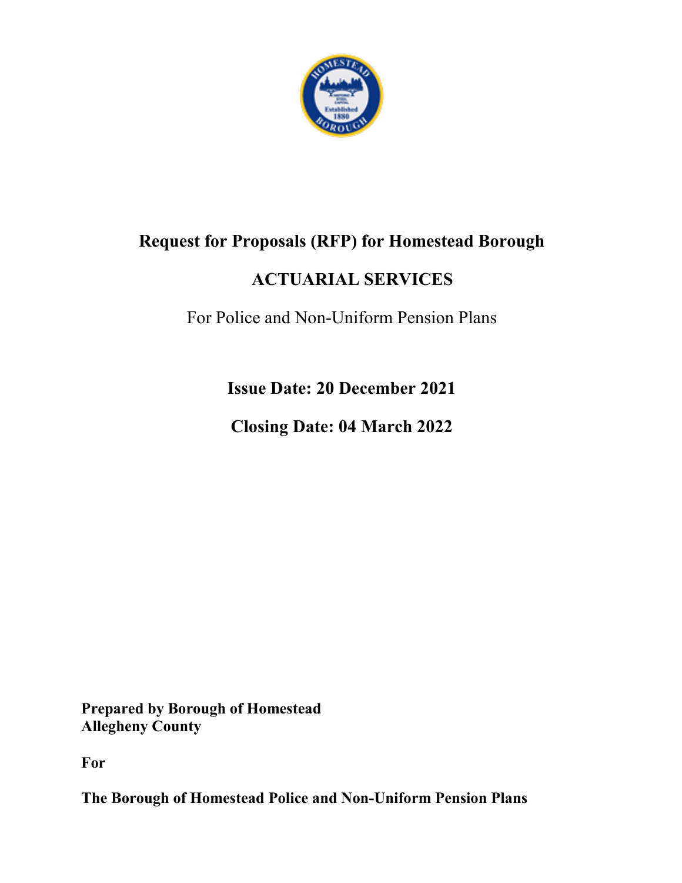# Request for Proposals (RFP) for Homestead Borough

# ACTUARIAL SERVICES

For Police and Non-Uniform Pension Plans

**Issue Date: 20 December 2021**

**Closing Date: 04 March 2022**

**Prepared by Borough of Homestead**
**Allegheny County**

**For**

**The Borough of Homestead Police and Non-Uniform Pension Plans**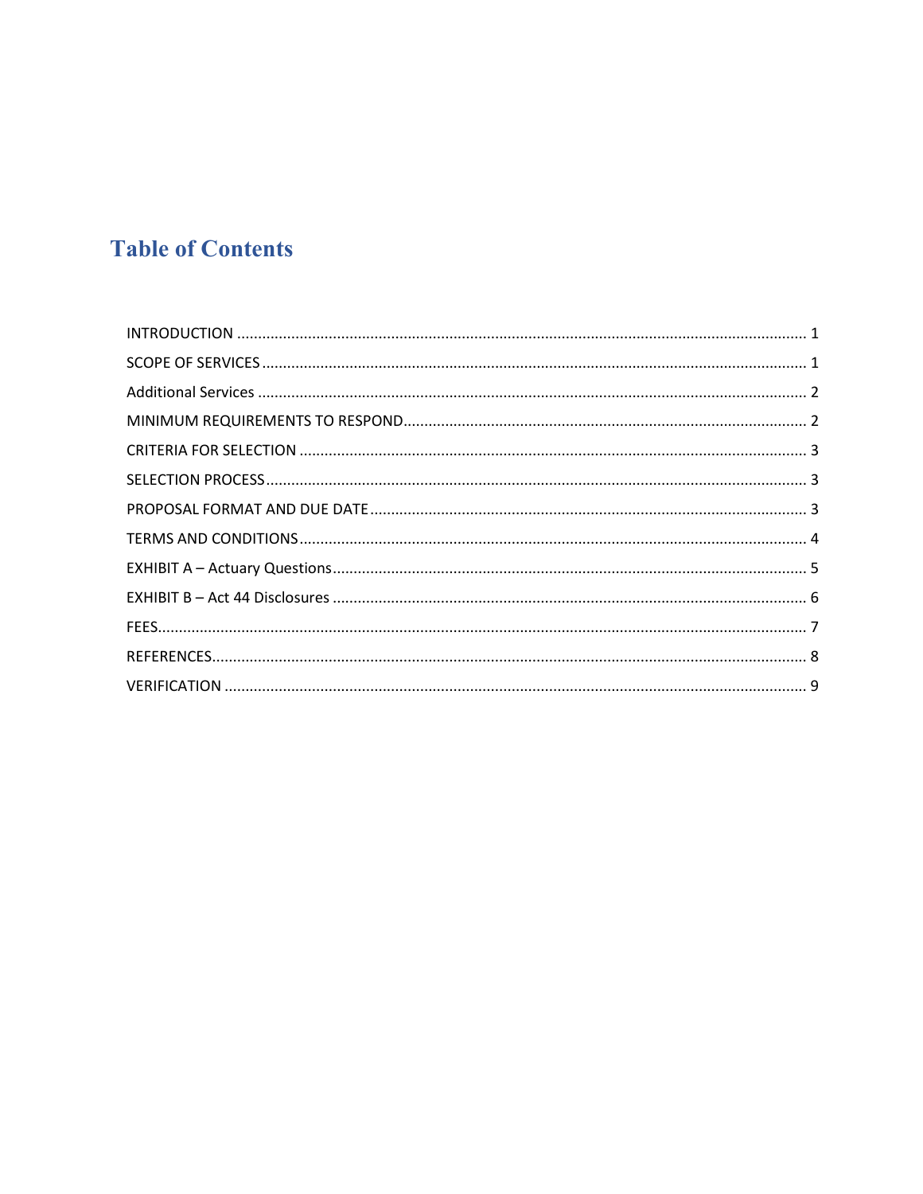# Table of Contents

INTRODUCTION ........................................................................................................................ 1
SCOPE OF SERVICES .................................................................................................................. 1
Additional Services ....................................................................................................................... 2
MINIMUM REQUIREMENTS TO RESPOND ................................................................................ 2
CRITERIA FOR SELECTION .......................................................................................................... 3
SELECTION PROCESS ................................................................................................................. 3
PROPOSAL FORMAT AND DUE DATE ......................................................................................... 3
TERMS AND CONDITIONS .......................................................................................................... 4
EXHIBIT A – Actuary Questions .................................................................................................. 5
EXHIBIT B – Act 44 Disclosures .................................................................................................. 6
FEES ........................................................................................................................................... 7
REFERENCES .............................................................................................................................. 8
VERIFICATION ............................................................................................................................ 9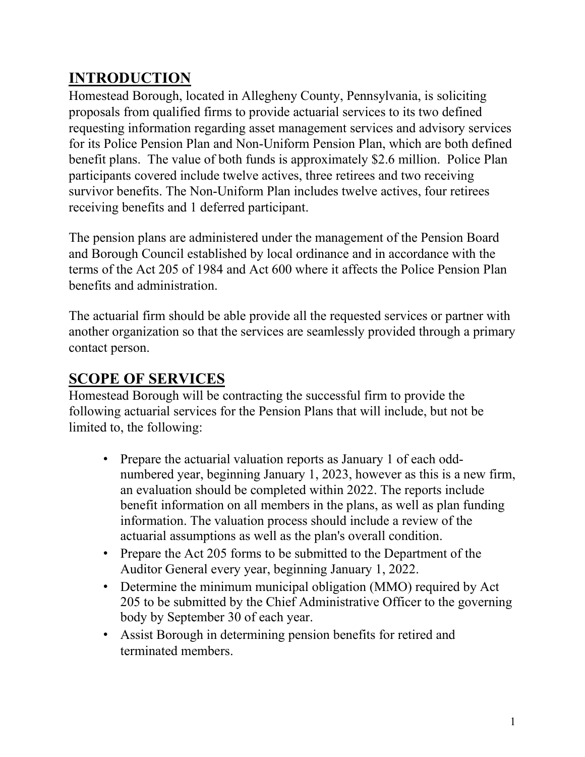## INTRODUCTION

Homestead Borough, located in Allegheny County, Pennsylvania, is soliciting proposals from qualified firms to provide actuarial services to its two defined requesting information regarding asset management services and advisory services for its Police Pension Plan and Non-Uniform Pension Plan, which are both defined benefit plans. The value of both funds is approximately $2.6 million. Police Plan participants covered include twelve actives, three retirees and two receiving survivor benefits. The Non-Uniform Plan includes twelve actives, four retirees receiving benefits and 1 deferred participant.

The pension plans are administered under the management of the Pension Board and Borough Council established by local ordinance and in accordance with the terms of the Act 205 of 1984 and Act 600 where it affects the Police Pension Plan benefits and administration.

The actuarial firm should be able provide all the requested services or partner with another organization so that the services are seamlessly provided through a primary contact person.

## SCOPE OF SERVICES

Homestead Borough will be contracting the successful firm to provide the following actuarial services for the Pension Plans that will include, but not be limited to, the following:

- Prepare the actuarial valuation reports as January 1 of each odd-numbered year, beginning January 1, 2023, however as this is a new firm, an evaluation should be completed within 2022. The reports include benefit information on all members in the plans, as well as plan funding information. The valuation process should include a review of the actuarial assumptions as well as the plan's overall condition.
- Prepare the Act 205 forms to be submitted to the Department of the Auditor General every year, beginning January 1, 2022.
- Determine the minimum municipal obligation (MMO) required by Act 205 to be submitted by the Chief Administrative Officer to the governing body by September 30 of each year.
- Assist Borough in determining pension benefits for retired and terminated members.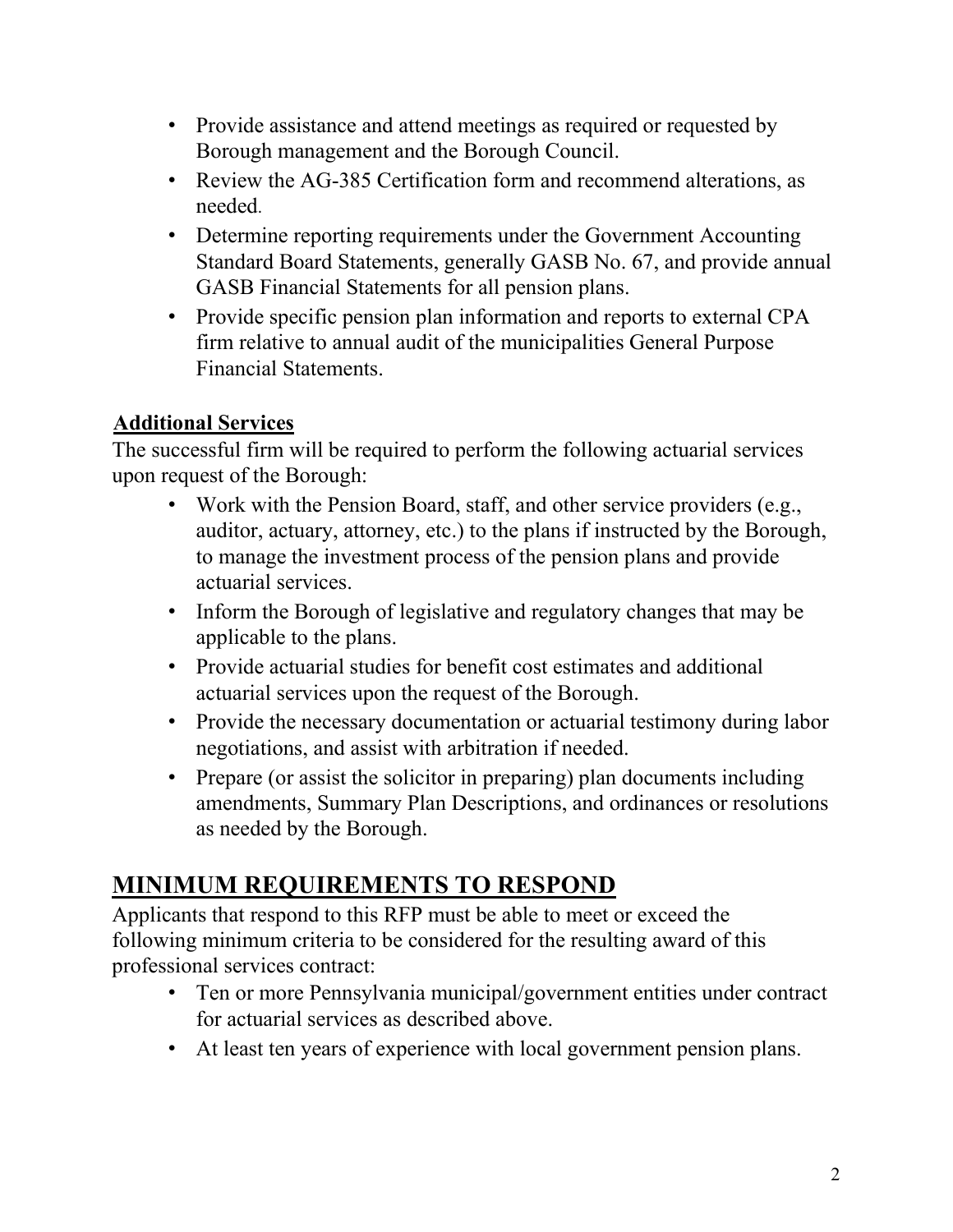- Provide assistance and attend meetings as required or requested by Borough management and the Borough Council.
- Review the AG-385 Certification form and recommend alterations, as needed.
- Determine reporting requirements under the Government Accounting Standard Board Statements, generally GASB No. 67, and provide annual GASB Financial Statements for all pension plans.
- Provide specific pension plan information and reports to external CPA firm relative to annual audit of the municipalities General Purpose Financial Statements.

### Additional Services

The successful firm will be required to perform the following actuarial services upon request of the Borough:

- Work with the Pension Board, staff, and other service providers (e.g., auditor, actuary, attorney, etc.) to the plans if instructed by the Borough, to manage the investment process of the pension plans and provide actuarial services.
- Inform the Borough of legislative and regulatory changes that may be applicable to the plans.
- Provide actuarial studies for benefit cost estimates and additional actuarial services upon the request of the Borough.
- Provide the necessary documentation or actuarial testimony during labor negotiations, and assist with arbitration if needed.
- Prepare (or assist the solicitor in preparing) plan documents including amendments, Summary Plan Descriptions, and ordinances or resolutions as needed by the Borough.

## MINIMUM REQUIREMENTS TO RESPOND

Applicants that respond to this RFP must be able to meet or exceed the following minimum criteria to be considered for the resulting award of this professional services contract:

- Ten or more Pennsylvania municipal/government entities under contract for actuarial services as described above.
- At least ten years of experience with local government pension plans.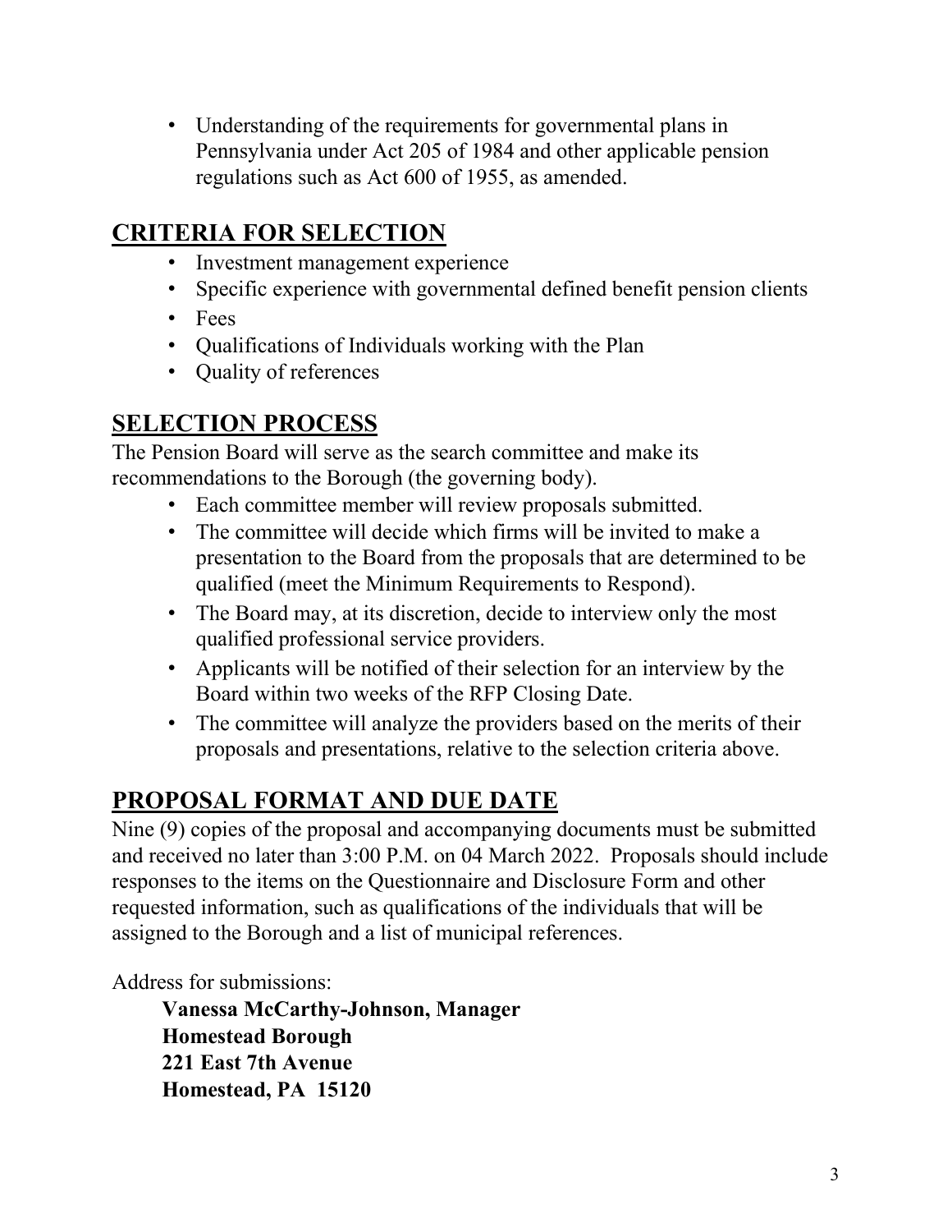- Understanding of the requirements for governmental plans in Pennsylvania under Act 205 of 1984 and other applicable pension regulations such as Act 600 of 1955, as amended.

## CRITERIA FOR SELECTION

- Investment management experience
- Specific experience with governmental defined benefit pension clients
- Fees
- Qualifications of Individuals working with the Plan
- Quality of references

## SELECTION PROCESS

The Pension Board will serve as the search committee and make its recommendations to the Borough (the governing body).

- Each committee member will review proposals submitted.
- The committee will decide which firms will be invited to make a presentation to the Board from the proposals that are determined to be qualified (meet the Minimum Requirements to Respond).
- The Board may, at its discretion, decide to interview only the most qualified professional service providers.
- Applicants will be notified of their selection for an interview by the Board within two weeks of the RFP Closing Date.
- The committee will analyze the providers based on the merits of their proposals and presentations, relative to the selection criteria above.

## PROPOSAL FORMAT AND DUE DATE

Nine (9) copies of the proposal and accompanying documents must be submitted and received no later than 3:00 P.M. on 04 March 2022. Proposals should include responses to the items on the Questionnaire and Disclosure Form and other requested information, such as qualifications of the individuals that will be assigned to the Borough and a list of municipal references.

Address for submissions:

**Vanessa McCarthy-Johnson, Manager**
**Homestead Borough**
**221 East 7th Avenue**
**Homestead, PA 15120**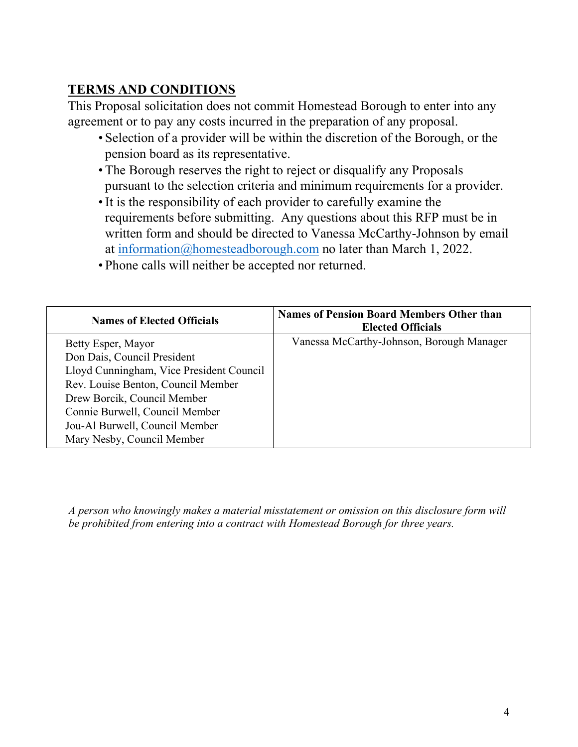## <u>TERMS AND CONDITIONS</u>

This Proposal solicitation does not commit Homestead Borough to enter into any agreement or to pay any costs incurred in the preparation of any proposal.

- Selection of a provider will be within the discretion of the Borough, or the pension board as its representative.
- The Borough reserves the right to reject or disqualify any Proposals pursuant to the selection criteria and minimum requirements for a provider.
- It is the responsibility of each provider to carefully examine the requirements before submitting. Any questions about this RFP must be in written form and should be directed to Vanessa McCarthy-Johnson by email at information@homesteadborough.com no later than March 1, 2022.
- Phone calls will neither be accepted nor returned.

| Names of Elected Officials | Names of Pension Board Members Other than Elected Officials |
|---|---|
| Betty Esper, Mayor<br>Don Dais, Council President<br>Lloyd Cunningham, Vice President Council<br>Rev. Louise Benton, Council Member<br>Drew Borcik, Council Member<br>Connie Burwell, Council Member<br>Jou-Al Burwell, Council Member<br>Mary Nesby, Council Member | Vanessa McCarthy-Johnson, Borough Manager |

*A person who knowingly makes a material misstatement or omission on this disclosure form will be prohibited from entering into a contract with Homestead Borough for three years.*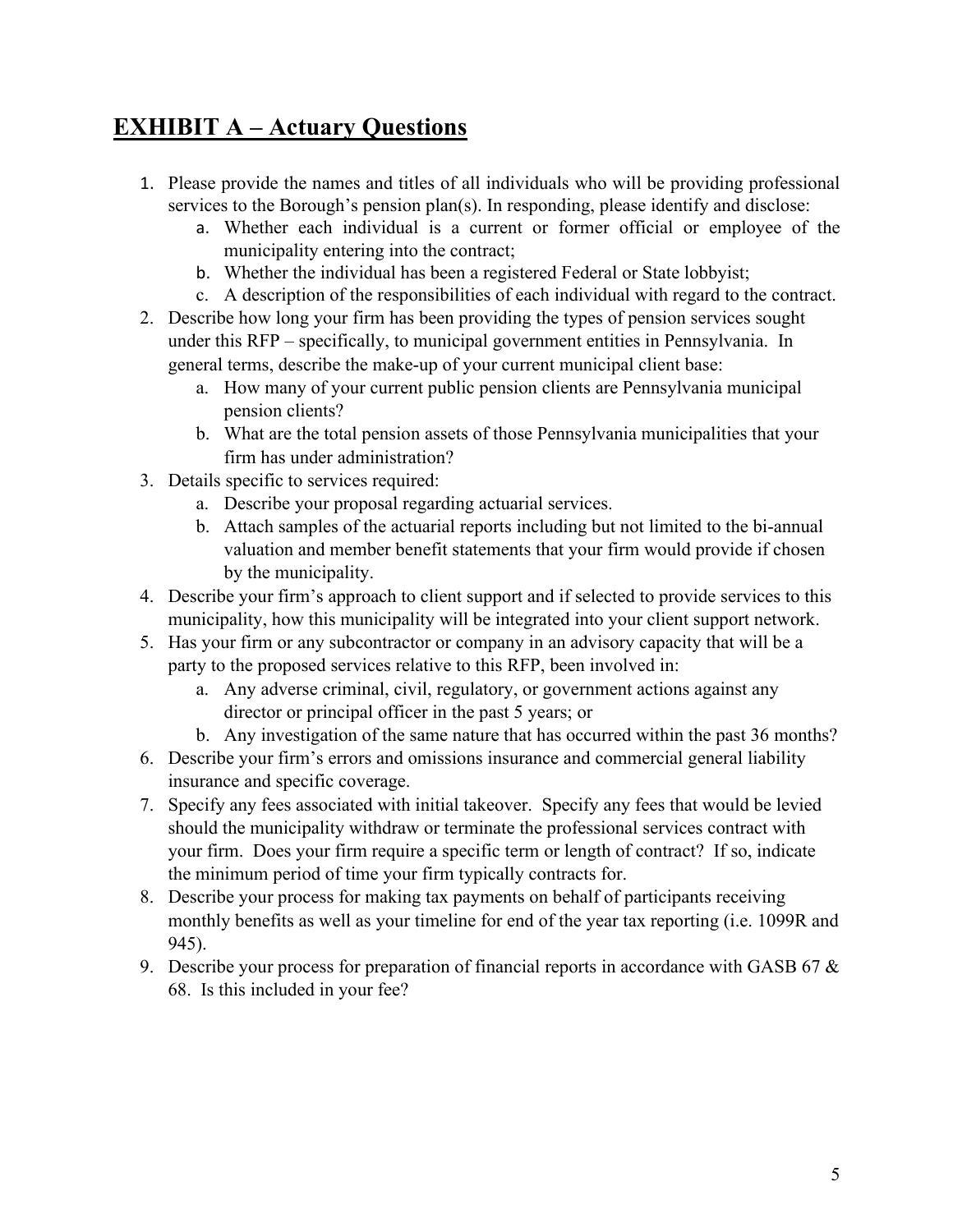## EXHIBIT A – Actuary Questions

1. Please provide the names and titles of all individuals who will be providing professional services to the Borough's pension plan(s). In responding, please identify and disclose:
    a. Whether each individual is a current or former official or employee of the municipality entering into the contract;
    b. Whether the individual has been a registered Federal or State lobbyist;
    c. A description of the responsibilities of each individual with regard to the contract.
2. Describe how long your firm has been providing the types of pension services sought under this RFP – specifically, to municipal government entities in Pennsylvania. In general terms, describe the make-up of your current municipal client base:
    a. How many of your current public pension clients are Pennsylvania municipal pension clients?
    b. What are the total pension assets of those Pennsylvania municipalities that your firm has under administration?
3. Details specific to services required:
    a. Describe your proposal regarding actuarial services.
    b. Attach samples of the actuarial reports including but not limited to the bi-annual valuation and member benefit statements that your firm would provide if chosen by the municipality.
4. Describe your firm's approach to client support and if selected to provide services to this municipality, how this municipality will be integrated into your client support network.
5. Has your firm or any subcontractor or company in an advisory capacity that will be a party to the proposed services relative to this RFP, been involved in:
    a. Any adverse criminal, civil, regulatory, or government actions against any director or principal officer in the past 5 years; or
    b. Any investigation of the same nature that has occurred within the past 36 months?
6. Describe your firm's errors and omissions insurance and commercial general liability insurance and specific coverage.
7. Specify any fees associated with initial takeover. Specify any fees that would be levied should the municipality withdraw or terminate the professional services contract with your firm. Does your firm require a specific term or length of contract? If so, indicate the minimum period of time your firm typically contracts for.
8. Describe your process for making tax payments on behalf of participants receiving monthly benefits as well as your timeline for end of the year tax reporting (i.e. 1099R and 945).
9. Describe your process for preparation of financial reports in accordance with GASB 67 & 68. Is this included in your fee?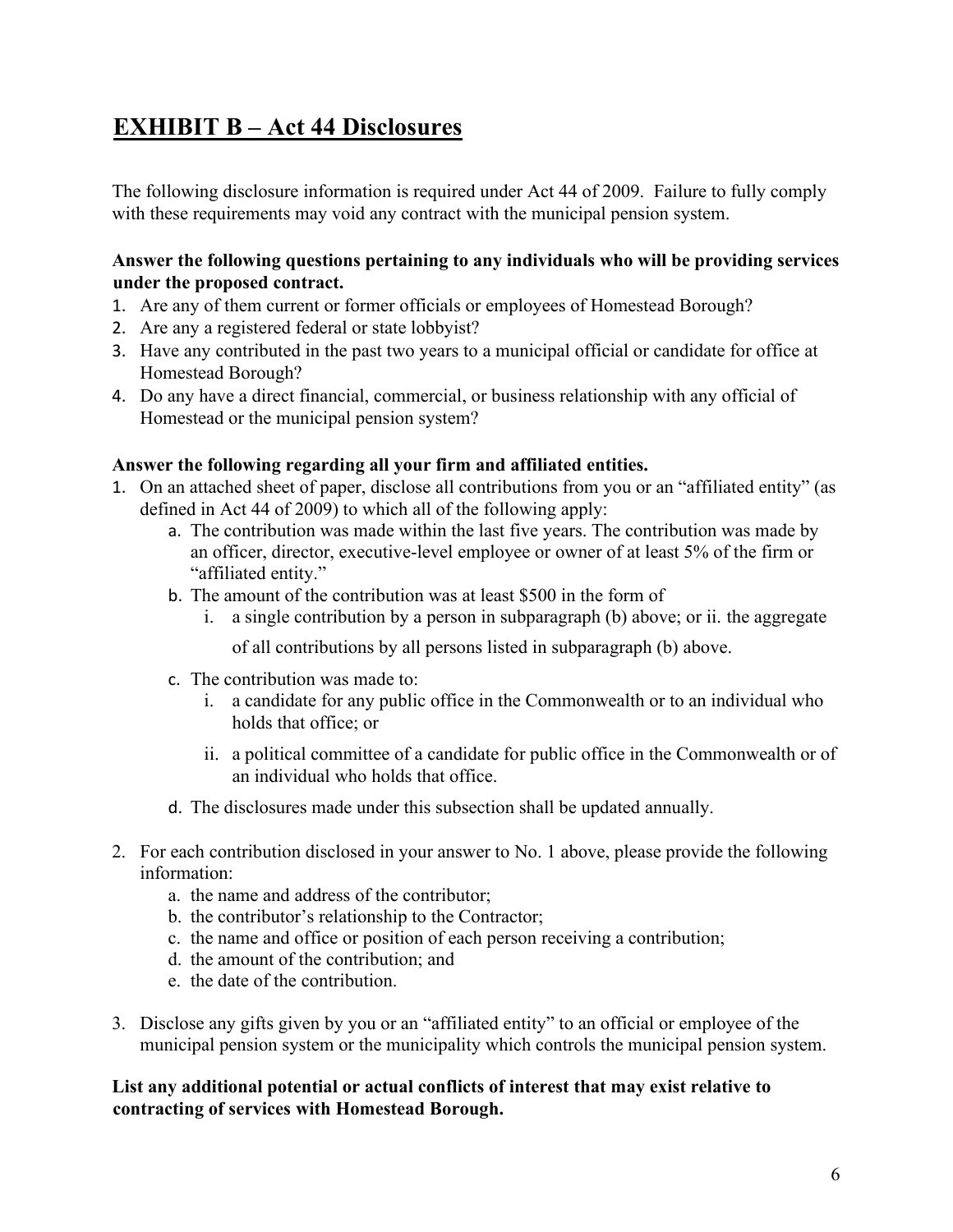# EXHIBIT B – Act 44 Disclosures

The following disclosure information is required under Act 44 of 2009. Failure to fully comply with these requirements may void any contract with the municipal pension system.

**Answer the following questions pertaining to any individuals who will be providing services under the proposed contract.**

1. Are any of them current or former officials or employees of Homestead Borough?
2. Are any a registered federal or state lobbyist?
3. Have any contributed in the past two years to a municipal official or candidate for office at Homestead Borough?
4. Do any have a direct financial, commercial, or business relationship with any official of Homestead or the municipal pension system?

**Answer the following regarding all your firm and affiliated entities.**

1. On an attached sheet of paper, disclose all contributions from you or an "affiliated entity" (as defined in Act 44 of 2009) to which all of the following apply:
   a. The contribution was made within the last five years. The contribution was made by an officer, director, executive-level employee or owner of at least 5% of the firm or "affiliated entity."
   b. The amount of the contribution was at least $500 in the form of
      i. a single contribution by a person in subparagraph (b) above; or ii. the aggregate of all contributions by all persons listed in subparagraph (b) above.
   c. The contribution was made to:
      i. a candidate for any public office in the Commonwealth or to an individual who holds that office; or
      ii. a political committee of a candidate for public office in the Commonwealth or of an individual who holds that office.
   d. The disclosures made under this subsection shall be updated annually.
2. For each contribution disclosed in your answer to No. 1 above, please provide the following information:
   a. the name and address of the contributor;
   b. the contributor's relationship to the Contractor;
   c. the name and office or position of each person receiving a contribution;
   d. the amount of the contribution; and
   e. the date of the contribution.
3. Disclose any gifts given by you or an "affiliated entity" to an official or employee of the municipal pension system or the municipality which controls the municipal pension system.

**List any additional potential or actual conflicts of interest that may exist relative to contracting of services with Homestead Borough.**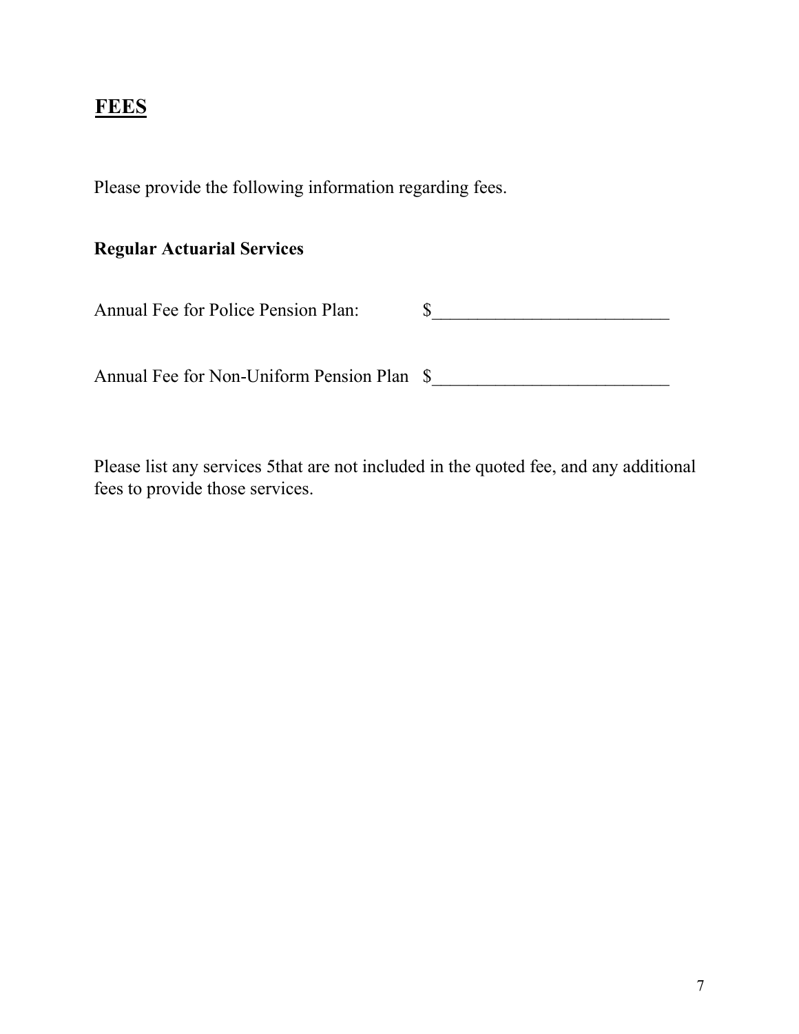# FEES

Please provide the following information regarding fees.

**Regular Actuarial Services**

Annual Fee for Police Pension Plan: $__________________________

Annual Fee for Non-Uniform Pension Plan $__________________________

Please list any services 5that are not included in the quoted fee, and any additional fees to provide those services.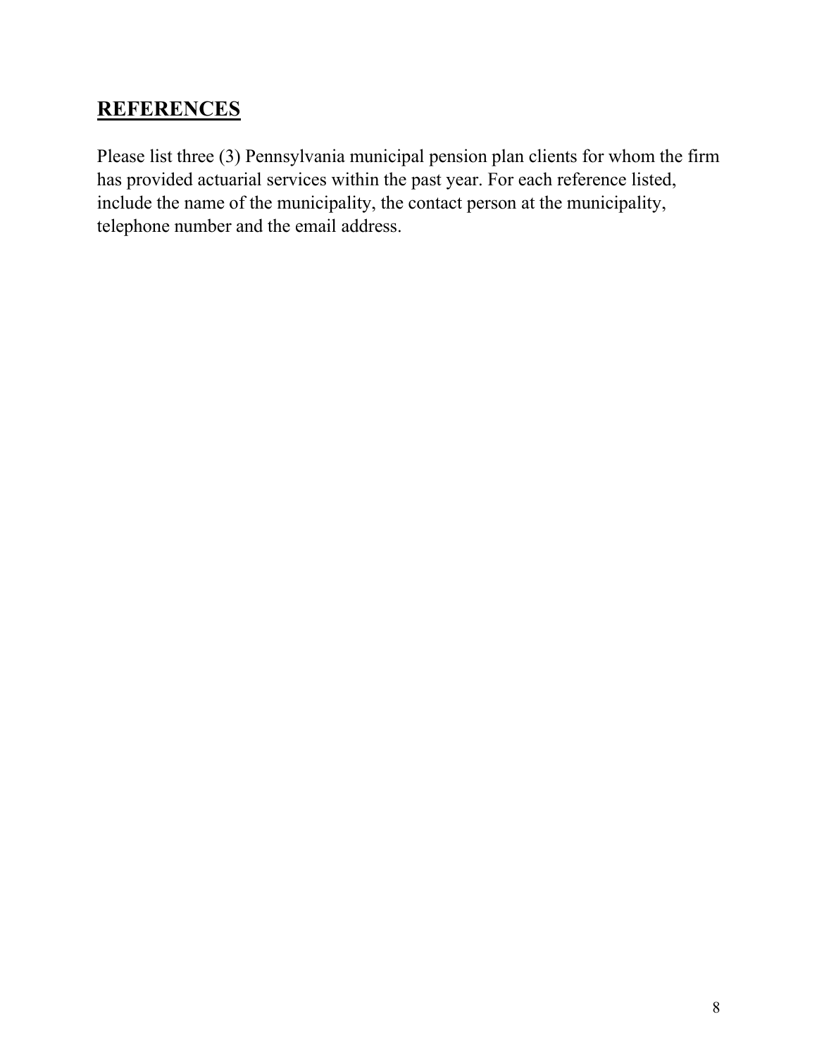## REFERENCES

Please list three (3) Pennsylvania municipal pension plan clients for whom the firm has provided actuarial services within the past year. For each reference listed, include the name of the municipality, the contact person at the municipality, telephone number and the email address.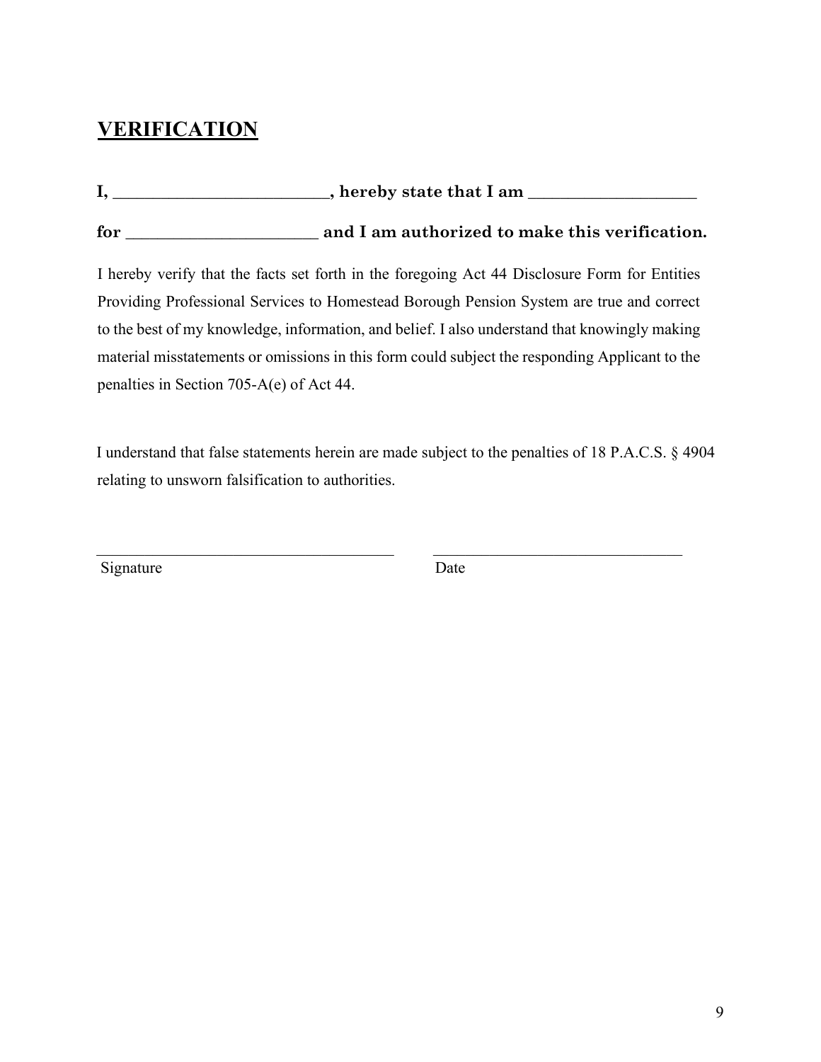## VERIFICATION

**I, __________________________, hereby state that I am ____________________**

**for _______________________ and I am authorized to make this verification.**

I hereby verify that the facts set forth in the foregoing Act 44 Disclosure Form for Entities Providing Professional Services to Homestead Borough Pension System are true and correct to the best of my knowledge, information, and belief. I also understand that knowingly making material misstatements or omissions in this form could subject the responding Applicant to the penalties in Section 705-A(e) of Act 44.

I understand that false statements herein are made subject to the penalties of 18 P.A.C.S. § 4904 relating to unsworn falsification to authorities.

_____________________________________ _______________________________

Signature Date